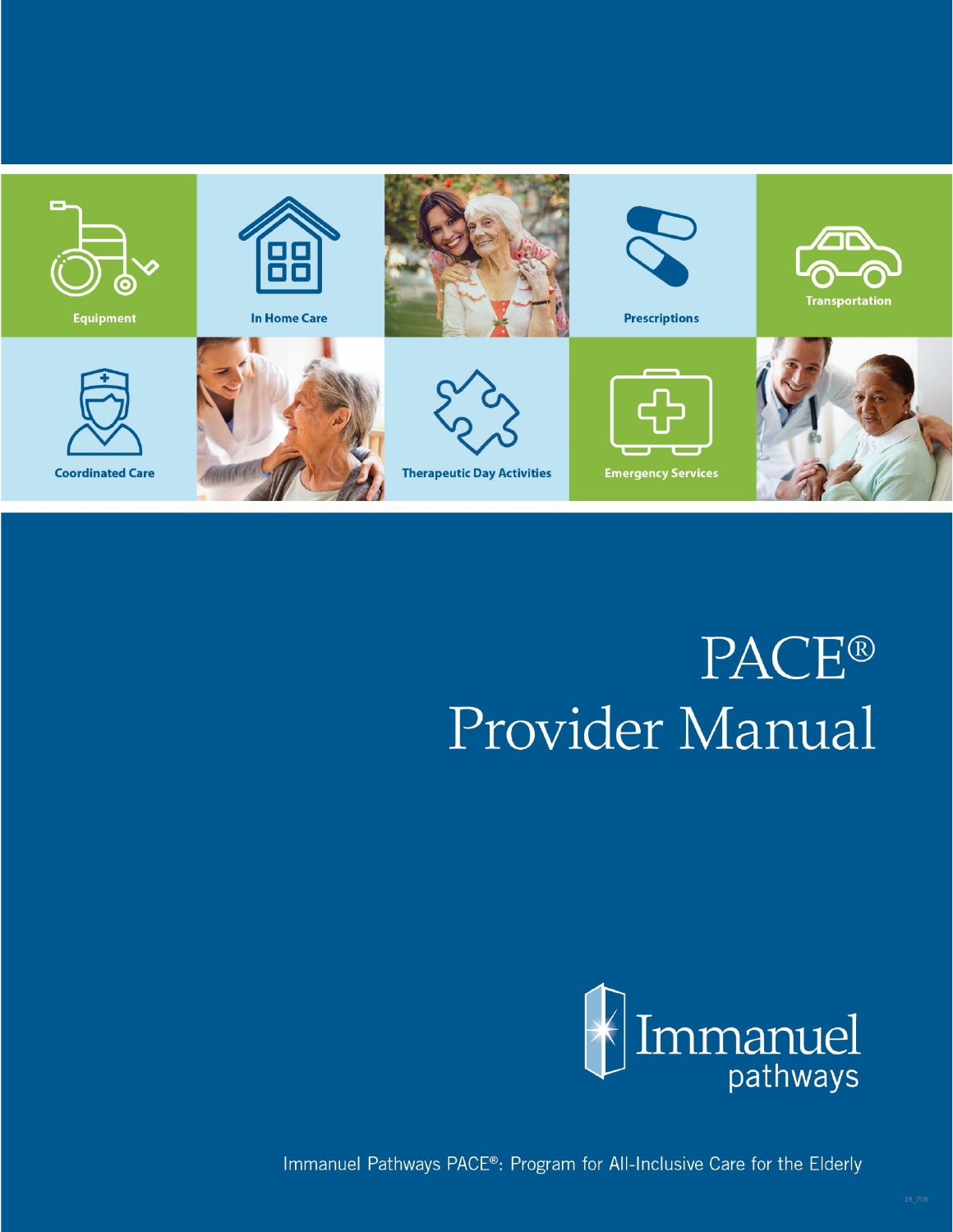Equipment

In Home Care

Prescriptions

Transportation

Coordinated Care

Therapeutic Day Activities

Emergency Services

# PACE®
# Provider Manual

Immanuel pathways

Immanuel Pathways PACE®: Program for All-Inclusive Care for the Elderly

19_758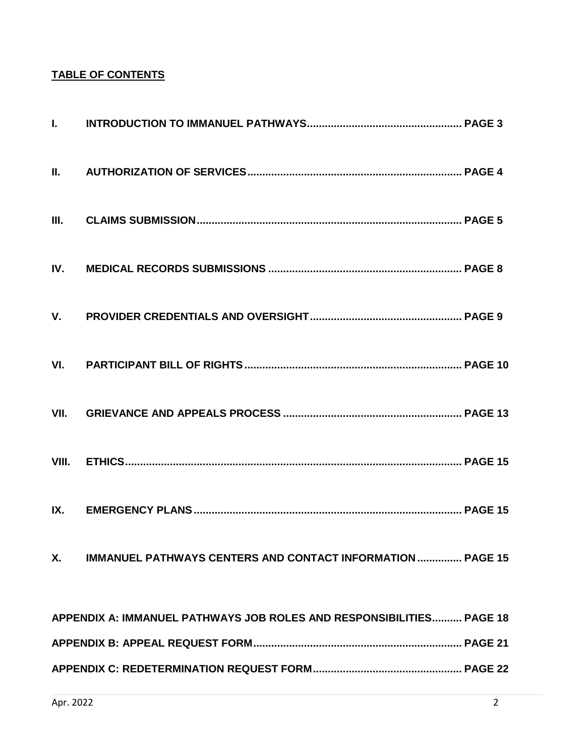## TABLE OF CONTENTS

**I. INTRODUCTION TO IMMANUEL PATHWAYS....................................................... PAGE 3**

**II. AUTHORIZATION OF SERVICES.......................................................................... PAGE 4**

**III. CLAIMS SUBMISSION.......................................................................................... PAGE 5**

**IV. MEDICAL RECORDS SUBMISSIONS ................................................................. PAGE 8**

**V. PROVIDER CREDENTIALS AND OVERSIGHT.................................................... PAGE 9**

**VI. PARTICIPANT BILL OF RIGHTS......................................................................... PAGE 10**

**VII. GRIEVANCE AND APPEALS PROCESS ............................................................ PAGE 13**

**VIII. ETHICS.................................................................................................................. PAGE 15**

**IX. EMERGENCY PLANS.......................................................................................... PAGE 15**

**X. IMMANUEL PATHWAYS CENTERS AND CONTACT INFORMATION ............... PAGE 15**

**APPENDIX A: IMMANUEL PATHWAYS JOB ROLES AND RESPONSIBILITIES.......... PAGE 18**

**APPENDIX B: APPEAL REQUEST FORM...................................................................... PAGE 21**

**APPENDIX C: REDETERMINATION REQUEST FORM.................................................. PAGE 22**

Apr. 2022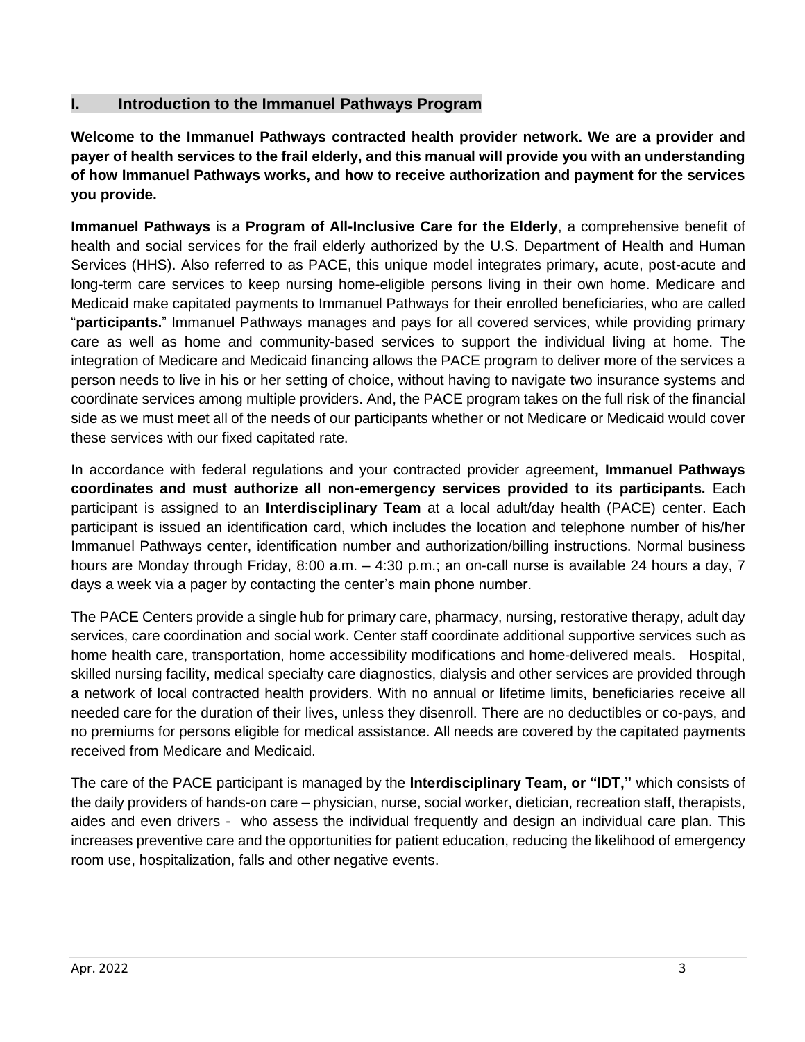## I. Introduction to the Immanuel Pathways Program

**Welcome to the Immanuel Pathways contracted health provider network. We are a provider and payer of health services to the frail elderly, and this manual will provide you with an understanding of how Immanuel Pathways works, and how to receive authorization and payment for the services you provide.**

**Immanuel Pathways** is a **Program of All-Inclusive Care for the Elderly**, a comprehensive benefit of health and social services for the frail elderly authorized by the U.S. Department of Health and Human Services (HHS). Also referred to as PACE, this unique model integrates primary, acute, post-acute and long-term care services to keep nursing home-eligible persons living in their own home. Medicare and Medicaid make capitated payments to Immanuel Pathways for their enrolled beneficiaries, who are called "**participants.**" Immanuel Pathways manages and pays for all covered services, while providing primary care as well as home and community-based services to support the individual living at home. The integration of Medicare and Medicaid financing allows the PACE program to deliver more of the services a person needs to live in his or her setting of choice, without having to navigate two insurance systems and coordinate services among multiple providers. And, the PACE program takes on the full risk of the financial side as we must meet all of the needs of our participants whether or not Medicare or Medicaid would cover these services with our fixed capitated rate.

In accordance with federal regulations and your contracted provider agreement, **Immanuel Pathways coordinates and must authorize all non-emergency services provided to its participants.** Each participant is assigned to an **Interdisciplinary Team** at a local adult/day health (PACE) center. Each participant is issued an identification card, which includes the location and telephone number of his/her Immanuel Pathways center, identification number and authorization/billing instructions. Normal business hours are Monday through Friday, 8:00 a.m. – 4:30 p.m.; an on-call nurse is available 24 hours a day, 7 days a week via a pager by contacting the center's main phone number.

The PACE Centers provide a single hub for primary care, pharmacy, nursing, restorative therapy, adult day services, care coordination and social work. Center staff coordinate additional supportive services such as home health care, transportation, home accessibility modifications and home-delivered meals. Hospital, skilled nursing facility, medical specialty care diagnostics, dialysis and other services are provided through a network of local contracted health providers. With no annual or lifetime limits, beneficiaries receive all needed care for the duration of their lives, unless they disenroll. There are no deductibles or co-pays, and no premiums for persons eligible for medical assistance. All needs are covered by the capitated payments received from Medicare and Medicaid.

The care of the PACE participant is managed by the **Interdisciplinary Team, or "IDT,"** which consists of the daily providers of hands-on care – physician, nurse, social worker, dietician, recreation staff, therapists, aides and even drivers - who assess the individual frequently and design an individual care plan. This increases preventive care and the opportunities for patient education, reducing the likelihood of emergency room use, hospitalization, falls and other negative events.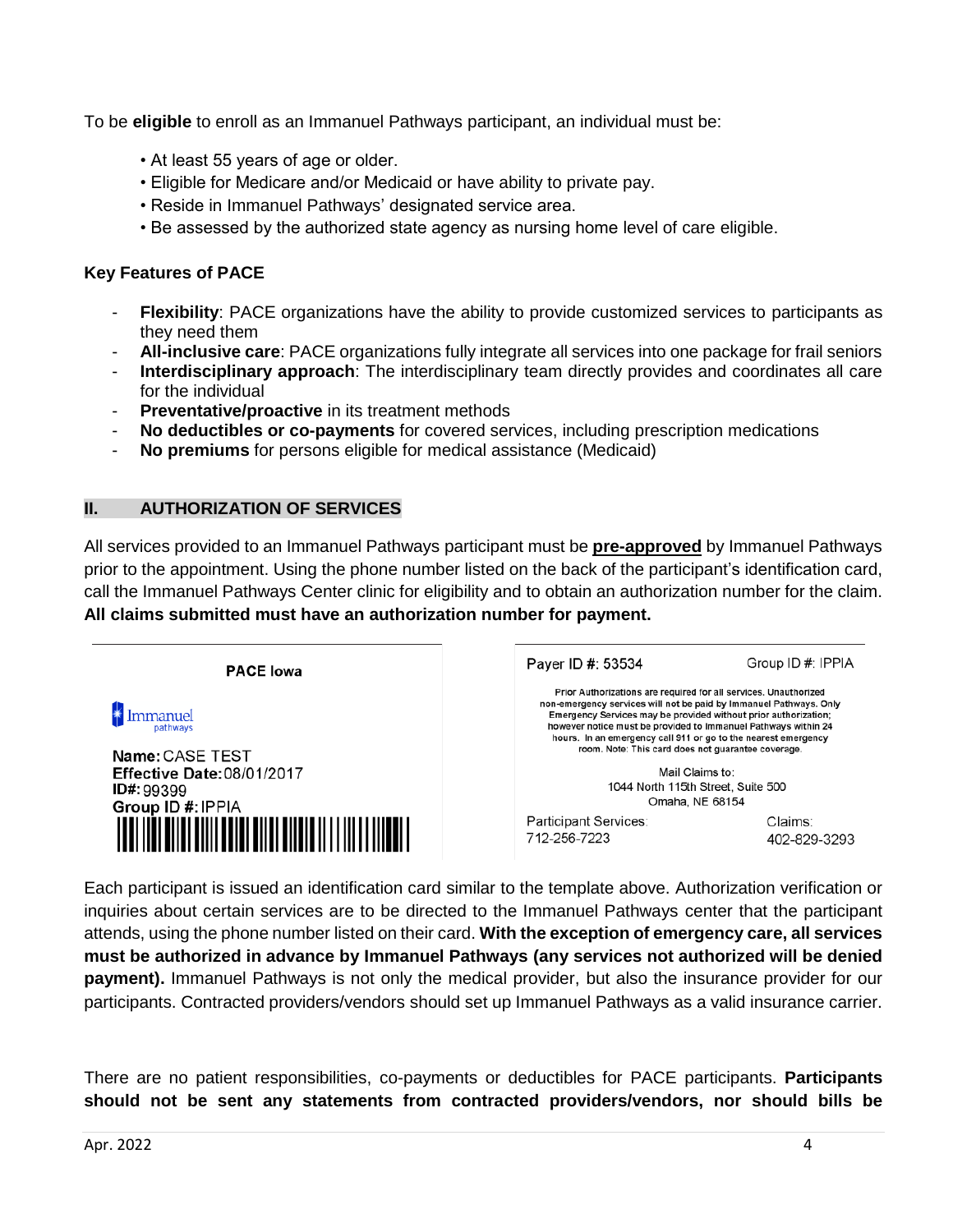To be **eligible** to enroll as an Immanuel Pathways participant, an individual must be:

- At least 55 years of age or older.
- Eligible for Medicare and/or Medicaid or have ability to private pay.
- Reside in Immanuel Pathways' designated service area.
- Be assessed by the authorized state agency as nursing home level of care eligible.

**Key Features of PACE**

- **Flexibility**: PACE organizations have the ability to provide customized services to participants as they need them
- **All-inclusive care**: PACE organizations fully integrate all services into one package for frail seniors
- **Interdisciplinary approach**: The interdisciplinary team directly provides and coordinates all care for the individual
- **Preventative/proactive** in its treatment methods
- **No deductibles or co-payments** for covered services, including prescription medications
- **No premiums** for persons eligible for medical assistance (Medicaid)

## II. AUTHORIZATION OF SERVICES

All services provided to an Immanuel Pathways participant must be **pre-approved** by Immanuel Pathways prior to the appointment. Using the phone number listed on the back of the participant's identification card, call the Immanuel Pathways Center clinic for eligibility and to obtain an authorization number for the claim. **All claims submitted must have an authorization number for payment.**

**PACE Iowa**

Immanuel pathways

**Name:** CASE TEST
**Effective Date:** 08/01/2017
**ID#:** 99399
**Group ID #:** IPPIA

Payer ID #: 53534 Group ID #: IPPIA

Prior Authorizations are required for all services. Unauthorized non-emergency services will not be paid by Immanuel Pathways. Only Emergency Services may be provided without prior authorization; however notice must be provided to Immanuel Pathways within 24 hours. In an emergency call 911 or go to the nearest emergency room. Note: This card does not guarantee coverage.

Mail Claims to:
1044 North 115th Street, Suite 500
Omaha, NE 68154

Participant Services: 712-256-7223
Claims: 402-829-3293

Each participant is issued an identification card similar to the template above. Authorization verification or inquiries about certain services are to be directed to the Immanuel Pathways center that the participant attends, using the phone number listed on their card. **With the exception of emergency care, all services must be authorized in advance by Immanuel Pathways (any services not authorized will be denied payment).** Immanuel Pathways is not only the medical provider, but also the insurance provider for our participants. Contracted providers/vendors should set up Immanuel Pathways as a valid insurance carrier.

There are no patient responsibilities, co-payments or deductibles for PACE participants. **Participants should not be sent any statements from contracted providers/vendors, nor should bills be**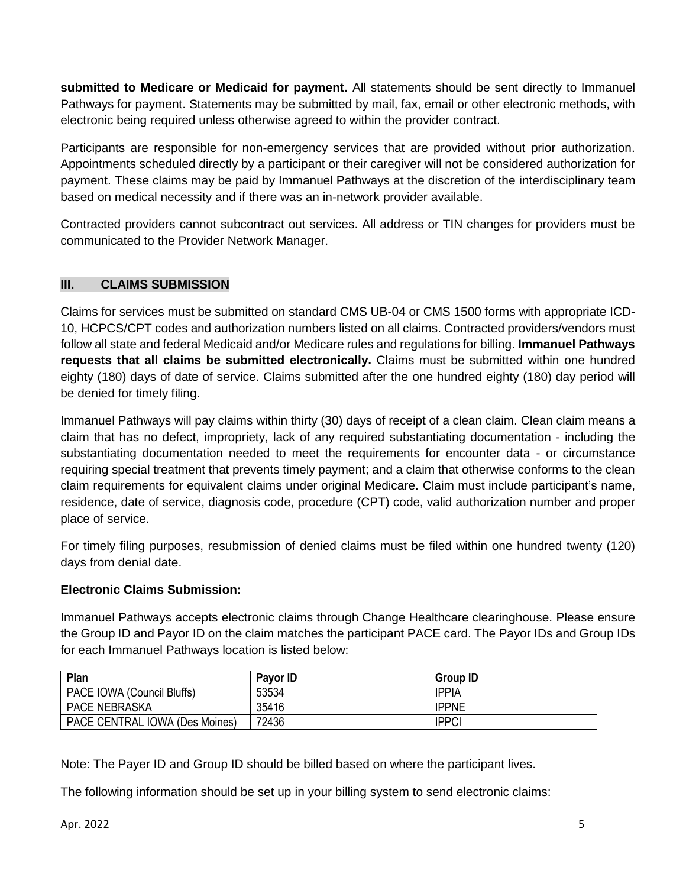**submitted to Medicare or Medicaid for payment.** All statements should be sent directly to Immanuel Pathways for payment. Statements may be submitted by mail, fax, email or other electronic methods, with electronic being required unless otherwise agreed to within the provider contract.

Participants are responsible for non-emergency services that are provided without prior authorization. Appointments scheduled directly by a participant or their caregiver will not be considered authorization for payment. These claims may be paid by Immanuel Pathways at the discretion of the interdisciplinary team based on medical necessity and if there was an in-network provider available.

Contracted providers cannot subcontract out services. All address or TIN changes for providers must be communicated to the Provider Network Manager.

## III. CLAIMS SUBMISSION

Claims for services must be submitted on standard CMS UB-04 or CMS 1500 forms with appropriate ICD-10, HCPCS/CPT codes and authorization numbers listed on all claims. Contracted providers/vendors must follow all state and federal Medicaid and/or Medicare rules and regulations for billing. **Immanuel Pathways requests that all claims be submitted electronically.** Claims must be submitted within one hundred eighty (180) days of date of service. Claims submitted after the one hundred eighty (180) day period will be denied for timely filing.

Immanuel Pathways will pay claims within thirty (30) days of receipt of a clean claim. Clean claim means a claim that has no defect, impropriety, lack of any required substantiating documentation - including the substantiating documentation needed to meet the requirements for encounter data - or circumstance requiring special treatment that prevents timely payment; and a claim that otherwise conforms to the clean claim requirements for equivalent claims under original Medicare. Claim must include participant's name, residence, date of service, diagnosis code, procedure (CPT) code, valid authorization number and proper place of service.

For timely filing purposes, resubmission of denied claims must be filed within one hundred twenty (120) days from denial date.

**Electronic Claims Submission:**

Immanuel Pathways accepts electronic claims through Change Healthcare clearinghouse. Please ensure the Group ID and Payor ID on the claim matches the participant PACE card. The Payor IDs and Group IDs for each Immanuel Pathways location is listed below:

| Plan | Payor ID | Group ID |
|---|---|---|
| PACE IOWA (Council Bluffs) | 53534 | IPPIA |
| PACE NEBRASKA | 35416 | IPPNE |
| PACE CENTRAL IOWA (Des Moines) | 72436 | IPPCI |

Note: The Payer ID and Group ID should be billed based on where the participant lives.

The following information should be set up in your billing system to send electronic claims: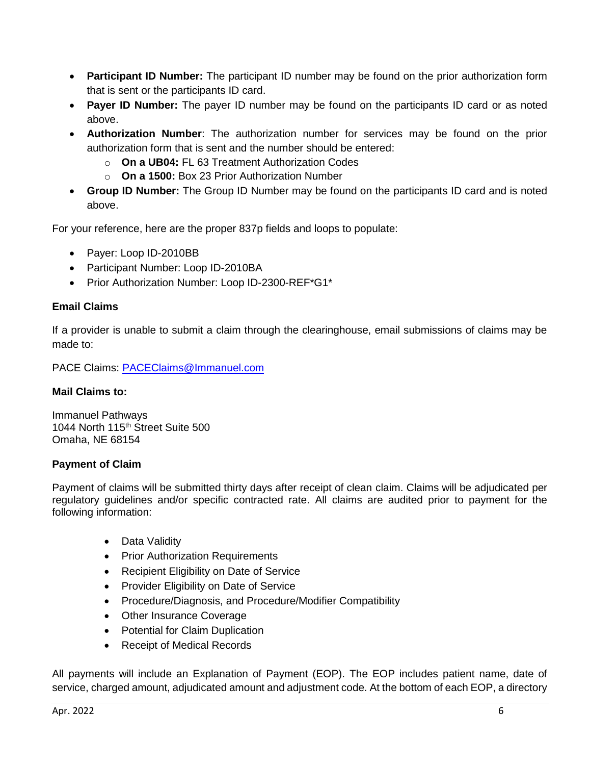- **Participant ID Number:** The participant ID number may be found on the prior authorization form that is sent or the participants ID card.
- **Payer ID Number:** The payer ID number may be found on the participants ID card or as noted above.
- **Authorization Number**: The authorization number for services may be found on the prior authorization form that is sent and the number should be entered:
  - **On a UB04:** FL 63 Treatment Authorization Codes
  - **On a 1500:** Box 23 Prior Authorization Number
- **Group ID Number:** The Group ID Number may be found on the participants ID card and is noted above.

For your reference, here are the proper 837p fields and loops to populate:

- Payer: Loop ID-2010BB
- Participant Number: Loop ID-2010BA
- Prior Authorization Number: Loop ID-2300-REF*G1*

**Email Claims**

If a provider is unable to submit a claim through the clearinghouse, email submissions of claims may be made to:

PACE Claims: PACEClaims@Immanuel.com

**Mail Claims to:**

Immanuel Pathways
1044 North 115th Street Suite 500
Omaha, NE 68154

**Payment of Claim**

Payment of claims will be submitted thirty days after receipt of clean claim. Claims will be adjudicated per regulatory guidelines and/or specific contracted rate. All claims are audited prior to payment for the following information:

- Data Validity
- Prior Authorization Requirements
- Recipient Eligibility on Date of Service
- Provider Eligibility on Date of Service
- Procedure/Diagnosis, and Procedure/Modifier Compatibility
- Other Insurance Coverage
- Potential for Claim Duplication
- Receipt of Medical Records

All payments will include an Explanation of Payment (EOP). The EOP includes patient name, date of service, charged amount, adjudicated amount and adjustment code. At the bottom of each EOP, a directory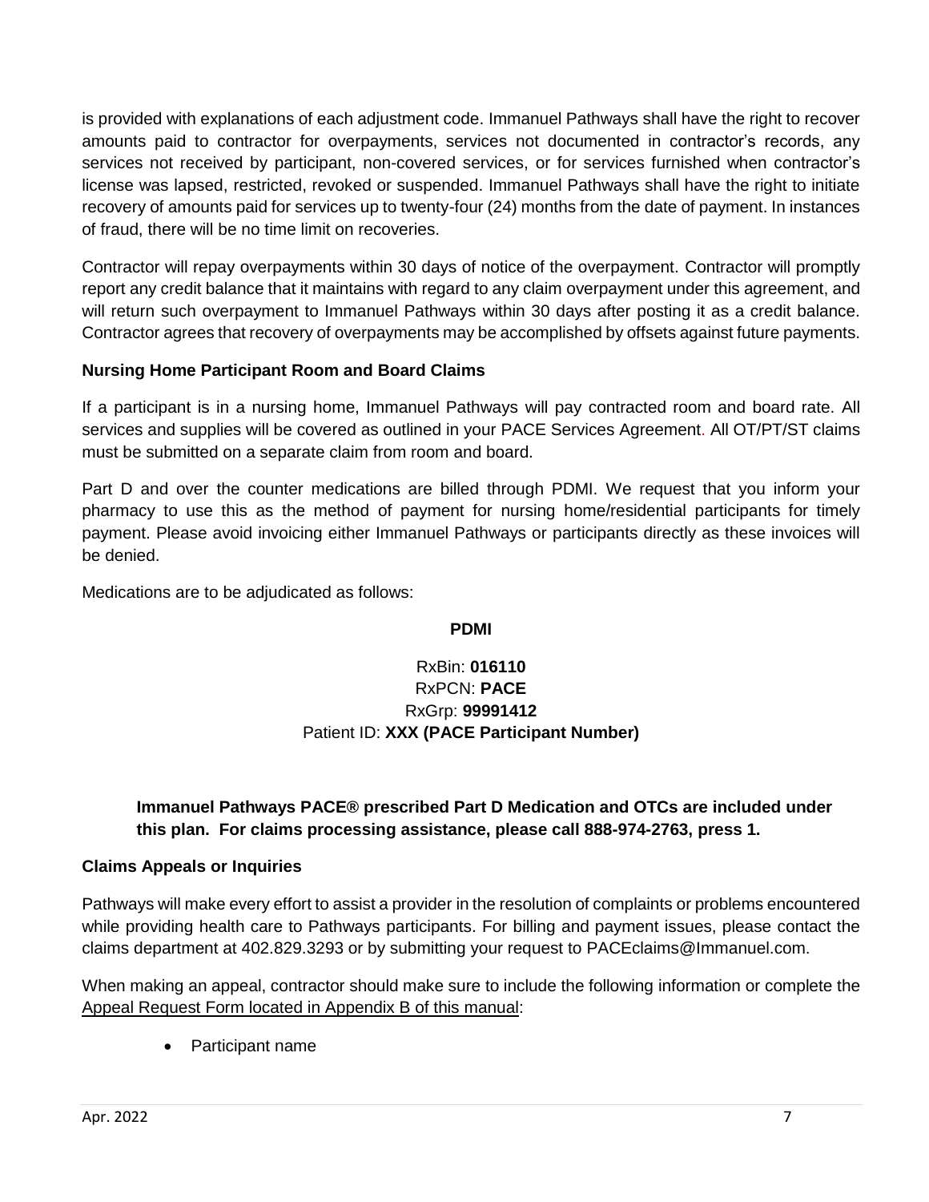is provided with explanations of each adjustment code. Immanuel Pathways shall have the right to recover amounts paid to contractor for overpayments, services not documented in contractor's records, any services not received by participant, non-covered services, or for services furnished when contractor's license was lapsed, restricted, revoked or suspended. Immanuel Pathways shall have the right to initiate recovery of amounts paid for services up to twenty-four (24) months from the date of payment. In instances of fraud, there will be no time limit on recoveries.

Contractor will repay overpayments within 30 days of notice of the overpayment. Contractor will promptly report any credit balance that it maintains with regard to any claim overpayment under this agreement, and will return such overpayment to Immanuel Pathways within 30 days after posting it as a credit balance. Contractor agrees that recovery of overpayments may be accomplished by offsets against future payments.

**Nursing Home Participant Room and Board Claims**

If a participant is in a nursing home, Immanuel Pathways will pay contracted room and board rate. All services and supplies will be covered as outlined in your PACE Services Agreement. All OT/PT/ST claims must be submitted on a separate claim from room and board.

Part D and over the counter medications are billed through PDMI. We request that you inform your pharmacy to use this as the method of payment for nursing home/residential participants for timely payment. Please avoid invoicing either Immanuel Pathways or participants directly as these invoices will be denied.

Medications are to be adjudicated as follows:

**PDMI**

RxBin: **016110**
RxPCN: **PACE**
RxGrp: **99991412**
Patient ID: **XXX (PACE Participant Number)**

**Immanuel Pathways PACE® prescribed Part D Medication and OTCs are included under this plan. For claims processing assistance, please call 888-974-2763, press 1.**

**Claims Appeals or Inquiries**

Pathways will make every effort to assist a provider in the resolution of complaints or problems encountered while providing health care to Pathways participants. For billing and payment issues, please contact the claims department at 402.829.3293 or by submitting your request to PACEclaims@Immanuel.com.

When making an appeal, contractor should make sure to include the following information or complete the Appeal Request Form located in Appendix B of this manual:

- Participant name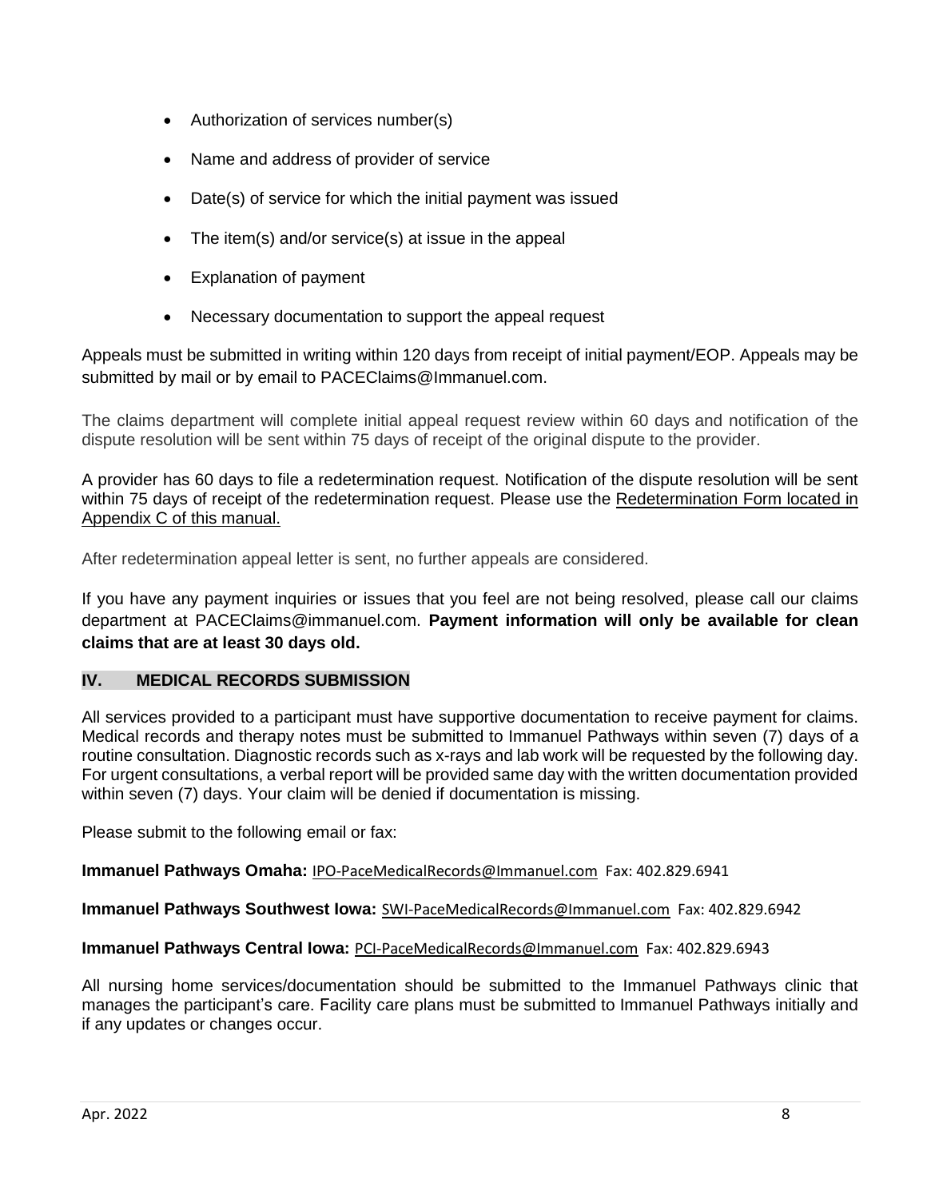- Authorization of services number(s)
- Name and address of provider of service
- Date(s) of service for which the initial payment was issued
- The item(s) and/or service(s) at issue in the appeal
- Explanation of payment
- Necessary documentation to support the appeal request

Appeals must be submitted in writing within 120 days from receipt of initial payment/EOP. Appeals may be submitted by mail or by email to PACEClaims@Immanuel.com.

The claims department will complete initial appeal request review within 60 days and notification of the dispute resolution will be sent within 75 days of receipt of the original dispute to the provider.

A provider has 60 days to file a redetermination request. Notification of the dispute resolution will be sent within 75 days of receipt of the redetermination request. Please use the Redetermination Form located in Appendix C of this manual.

After redetermination appeal letter is sent, no further appeals are considered.

If you have any payment inquiries or issues that you feel are not being resolved, please call our claims department at PACEClaims@immanuel.com. **Payment information will only be available for clean claims that are at least 30 days old.**

## IV. MEDICAL RECORDS SUBMISSION

All services provided to a participant must have supportive documentation to receive payment for claims. Medical records and therapy notes must be submitted to Immanuel Pathways within seven (7) days of a routine consultation. Diagnostic records such as x-rays and lab work will be requested by the following day. For urgent consultations, a verbal report will be provided same day with the written documentation provided within seven (7) days. Your claim will be denied if documentation is missing.

Please submit to the following email or fax:

**Immanuel Pathways Omaha:** IPO-PaceMedicalRecords@Immanuel.com Fax: 402.829.6941

**Immanuel Pathways Southwest Iowa:** SWI-PaceMedicalRecords@Immanuel.com Fax: 402.829.6942

**Immanuel Pathways Central Iowa:** PCI-PaceMedicalRecords@Immanuel.com Fax: 402.829.6943

All nursing home services/documentation should be submitted to the Immanuel Pathways clinic that manages the participant's care. Facility care plans must be submitted to Immanuel Pathways initially and if any updates or changes occur.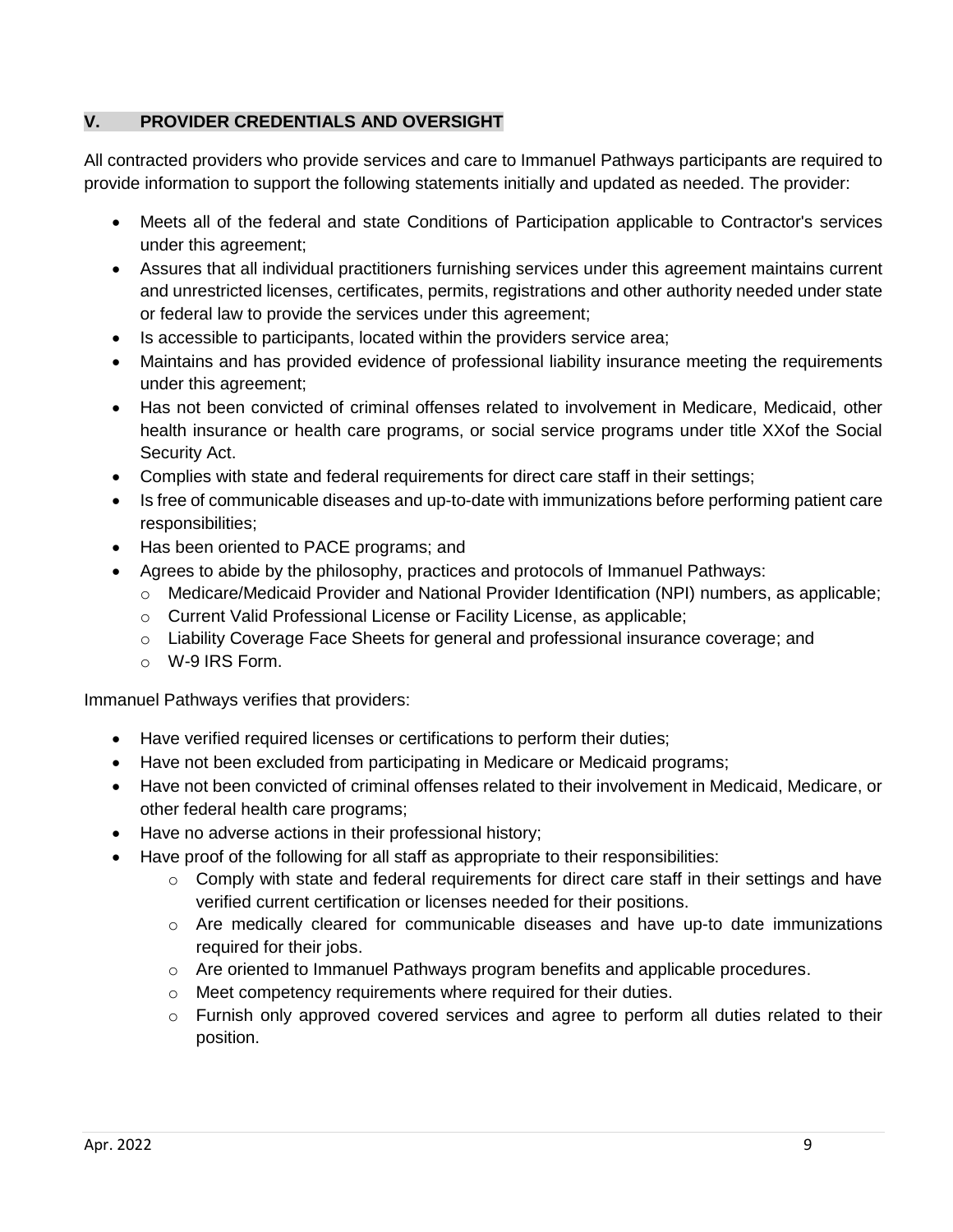## V. PROVIDER CREDENTIALS AND OVERSIGHT

All contracted providers who provide services and care to Immanuel Pathways participants are required to provide information to support the following statements initially and updated as needed. The provider:

- Meets all of the federal and state Conditions of Participation applicable to Contractor's services under this agreement;
- Assures that all individual practitioners furnishing services under this agreement maintains current and unrestricted licenses, certificates, permits, registrations and other authority needed under state or federal law to provide the services under this agreement;
- Is accessible to participants, located within the providers service area;
- Maintains and has provided evidence of professional liability insurance meeting the requirements under this agreement;
- Has not been convicted of criminal offenses related to involvement in Medicare, Medicaid, other health insurance or health care programs, or social service programs under title XXof the Social Security Act.
- Complies with state and federal requirements for direct care staff in their settings;
- Is free of communicable diseases and up-to-date with immunizations before performing patient care responsibilities;
- Has been oriented to PACE programs; and
- Agrees to abide by the philosophy, practices and protocols of Immanuel Pathways:
  - Medicare/Medicaid Provider and National Provider Identification (NPI) numbers, as applicable;
  - Current Valid Professional License or Facility License, as applicable;
  - Liability Coverage Face Sheets for general and professional insurance coverage; and
  - W-9 IRS Form.

Immanuel Pathways verifies that providers:

- Have verified required licenses or certifications to perform their duties;
- Have not been excluded from participating in Medicare or Medicaid programs;
- Have not been convicted of criminal offenses related to their involvement in Medicaid, Medicare, or other federal health care programs;
- Have no adverse actions in their professional history;
- Have proof of the following for all staff as appropriate to their responsibilities:
  - Comply with state and federal requirements for direct care staff in their settings and have verified current certification or licenses needed for their positions.
  - Are medically cleared for communicable diseases and have up-to date immunizations required for their jobs.
  - Are oriented to Immanuel Pathways program benefits and applicable procedures.
  - Meet competency requirements where required for their duties.
  - Furnish only approved covered services and agree to perform all duties related to their position.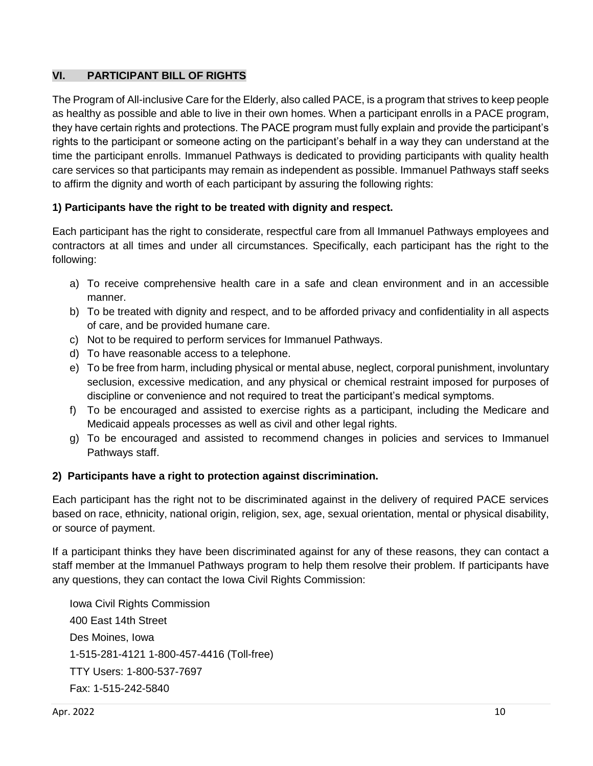## VI. PARTICIPANT BILL OF RIGHTS

The Program of All-inclusive Care for the Elderly, also called PACE, is a program that strives to keep people as healthy as possible and able to live in their own homes. When a participant enrolls in a PACE program, they have certain rights and protections. The PACE program must fully explain and provide the participant's rights to the participant or someone acting on the participant's behalf in a way they can understand at the time the participant enrolls. Immanuel Pathways is dedicated to providing participants with quality health care services so that participants may remain as independent as possible. Immanuel Pathways staff seeks to affirm the dignity and worth of each participant by assuring the following rights:

**1) Participants have the right to be treated with dignity and respect.**

Each participant has the right to considerate, respectful care from all Immanuel Pathways employees and contractors at all times and under all circumstances. Specifically, each participant has the right to the following:

a) To receive comprehensive health care in a safe and clean environment and in an accessible manner.
b) To be treated with dignity and respect, and to be afforded privacy and confidentiality in all aspects of care, and be provided humane care.
c) Not to be required to perform services for Immanuel Pathways.
d) To have reasonable access to a telephone.
e) To be free from harm, including physical or mental abuse, neglect, corporal punishment, involuntary seclusion, excessive medication, and any physical or chemical restraint imposed for purposes of discipline or convenience and not required to treat the participant's medical symptoms.
f) To be encouraged and assisted to exercise rights as a participant, including the Medicare and Medicaid appeals processes as well as civil and other legal rights.
g) To be encouraged and assisted to recommend changes in policies and services to Immanuel Pathways staff.

**2) Participants have a right to protection against discrimination.**

Each participant has the right not to be discriminated against in the delivery of required PACE services based on race, ethnicity, national origin, religion, sex, age, sexual orientation, mental or physical disability, or source of payment.

If a participant thinks they have been discriminated against for any of these reasons, they can contact a staff member at the Immanuel Pathways program to help them resolve their problem. If participants have any questions, they can contact the Iowa Civil Rights Commission:

Iowa Civil Rights Commission
400 East 14th Street
Des Moines, Iowa
1-515-281-4121 1-800-457-4416 (Toll-free)
TTY Users: 1-800-537-7697
Fax: 1-515-242-5840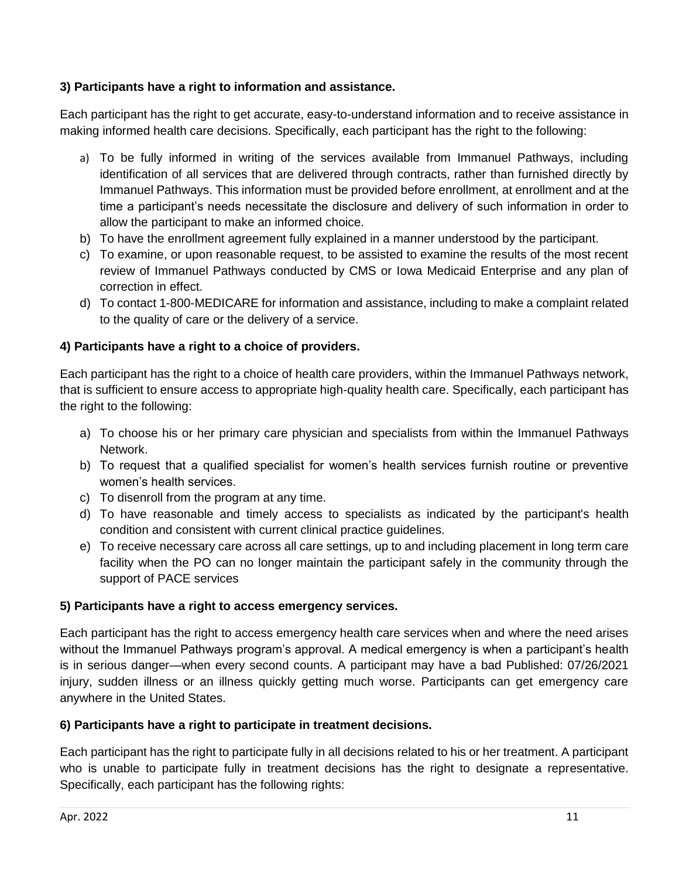**3) Participants have a right to information and assistance.**

Each participant has the right to get accurate, easy-to-understand information and to receive assistance in making informed health care decisions. Specifically, each participant has the right to the following:

a) To be fully informed in writing of the services available from Immanuel Pathways, including identification of all services that are delivered through contracts, rather than furnished directly by Immanuel Pathways. This information must be provided before enrollment, at enrollment and at the time a participant's needs necessitate the disclosure and delivery of such information in order to allow the participant to make an informed choice.
b) To have the enrollment agreement fully explained in a manner understood by the participant.
c) To examine, or upon reasonable request, to be assisted to examine the results of the most recent review of Immanuel Pathways conducted by CMS or Iowa Medicaid Enterprise and any plan of correction in effect.
d) To contact 1-800-MEDICARE for information and assistance, including to make a complaint related to the quality of care or the delivery of a service.

**4) Participants have a right to a choice of providers.**

Each participant has the right to a choice of health care providers, within the Immanuel Pathways network, that is sufficient to ensure access to appropriate high-quality health care. Specifically, each participant has the right to the following:

a) To choose his or her primary care physician and specialists from within the Immanuel Pathways Network.
b) To request that a qualified specialist for women's health services furnish routine or preventive women's health services.
c) To disenroll from the program at any time.
d) To have reasonable and timely access to specialists as indicated by the participant's health condition and consistent with current clinical practice guidelines.
e) To receive necessary care across all care settings, up to and including placement in long term care facility when the PO can no longer maintain the participant safely in the community through the support of PACE services

**5) Participants have a right to access emergency services.**

Each participant has the right to access emergency health care services when and where the need arises without the Immanuel Pathways program's approval. A medical emergency is when a participant's health is in serious danger—when every second counts. A participant may have a bad Published: 07/26/2021 injury, sudden illness or an illness quickly getting much worse. Participants can get emergency care anywhere in the United States.

**6) Participants have a right to participate in treatment decisions.**

Each participant has the right to participate fully in all decisions related to his or her treatment. A participant who is unable to participate fully in treatment decisions has the right to designate a representative. Specifically, each participant has the following rights: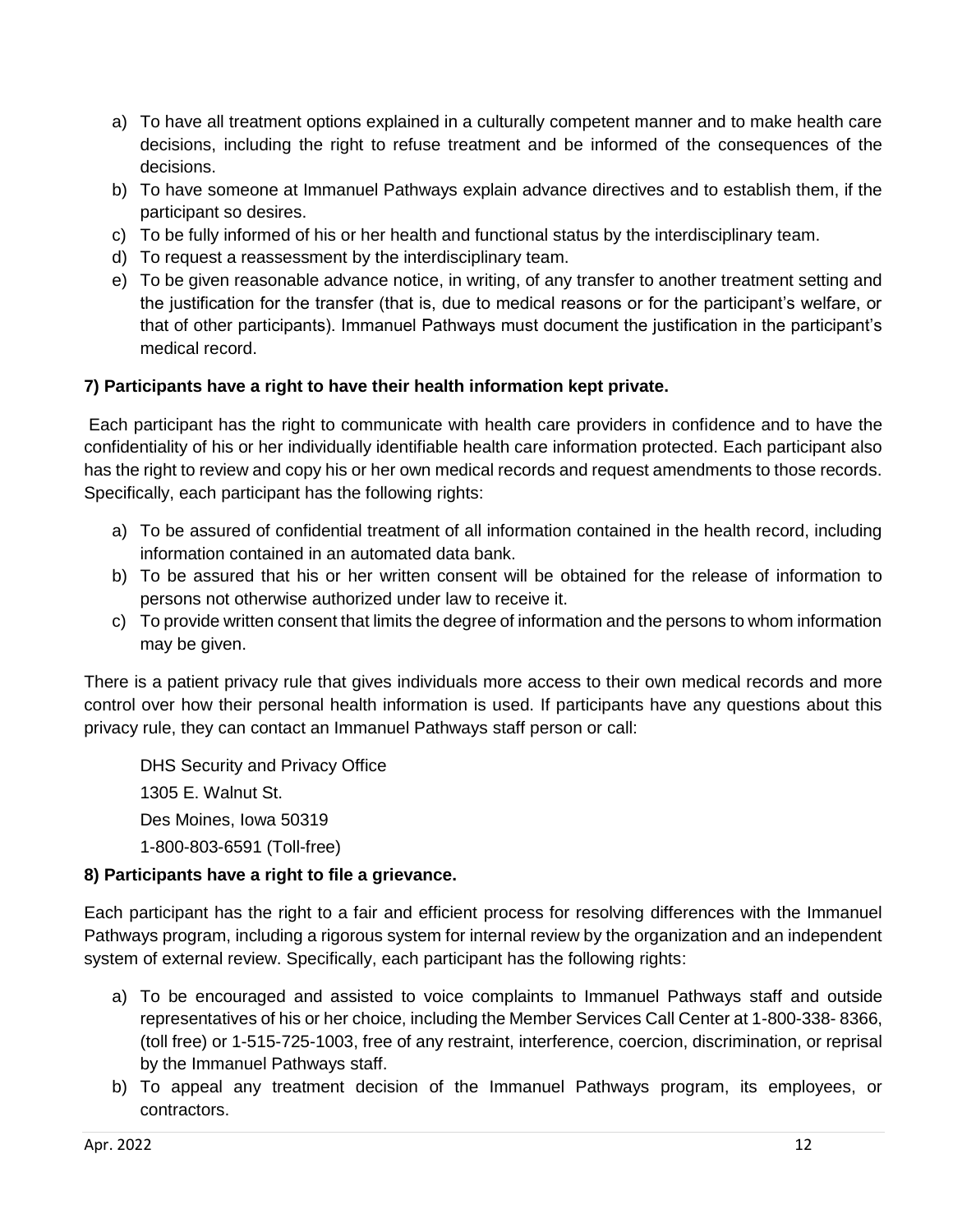a) To have all treatment options explained in a culturally competent manner and to make health care decisions, including the right to refuse treatment and be informed of the consequences of the decisions.
b) To have someone at Immanuel Pathways explain advance directives and to establish them, if the participant so desires.
c) To be fully informed of his or her health and functional status by the interdisciplinary team.
d) To request a reassessment by the interdisciplinary team.
e) To be given reasonable advance notice, in writing, of any transfer to another treatment setting and the justification for the transfer (that is, due to medical reasons or for the participant's welfare, or that of other participants). Immanuel Pathways must document the justification in the participant's medical record.

**7) Participants have a right to have their health information kept private.**

Each participant has the right to communicate with health care providers in confidence and to have the confidentiality of his or her individually identifiable health care information protected. Each participant also has the right to review and copy his or her own medical records and request amendments to those records. Specifically, each participant has the following rights:

a) To be assured of confidential treatment of all information contained in the health record, including information contained in an automated data bank.
b) To be assured that his or her written consent will be obtained for the release of information to persons not otherwise authorized under law to receive it.
c) To provide written consent that limits the degree of information and the persons to whom information may be given.

There is a patient privacy rule that gives individuals more access to their own medical records and more control over how their personal health information is used. If participants have any questions about this privacy rule, they can contact an Immanuel Pathways staff person or call:

DHS Security and Privacy Office
1305 E. Walnut St.
Des Moines, Iowa 50319
1-800-803-6591 (Toll-free)

**8) Participants have a right to file a grievance.**

Each participant has the right to a fair and efficient process for resolving differences with the Immanuel Pathways program, including a rigorous system for internal review by the organization and an independent system of external review. Specifically, each participant has the following rights:

a) To be encouraged and assisted to voice complaints to Immanuel Pathways staff and outside representatives of his or her choice, including the Member Services Call Center at 1-800-338- 8366, (toll free) or 1-515-725-1003, free of any restraint, interference, coercion, discrimination, or reprisal by the Immanuel Pathways staff.
b) To appeal any treatment decision of the Immanuel Pathways program, its employees, or contractors.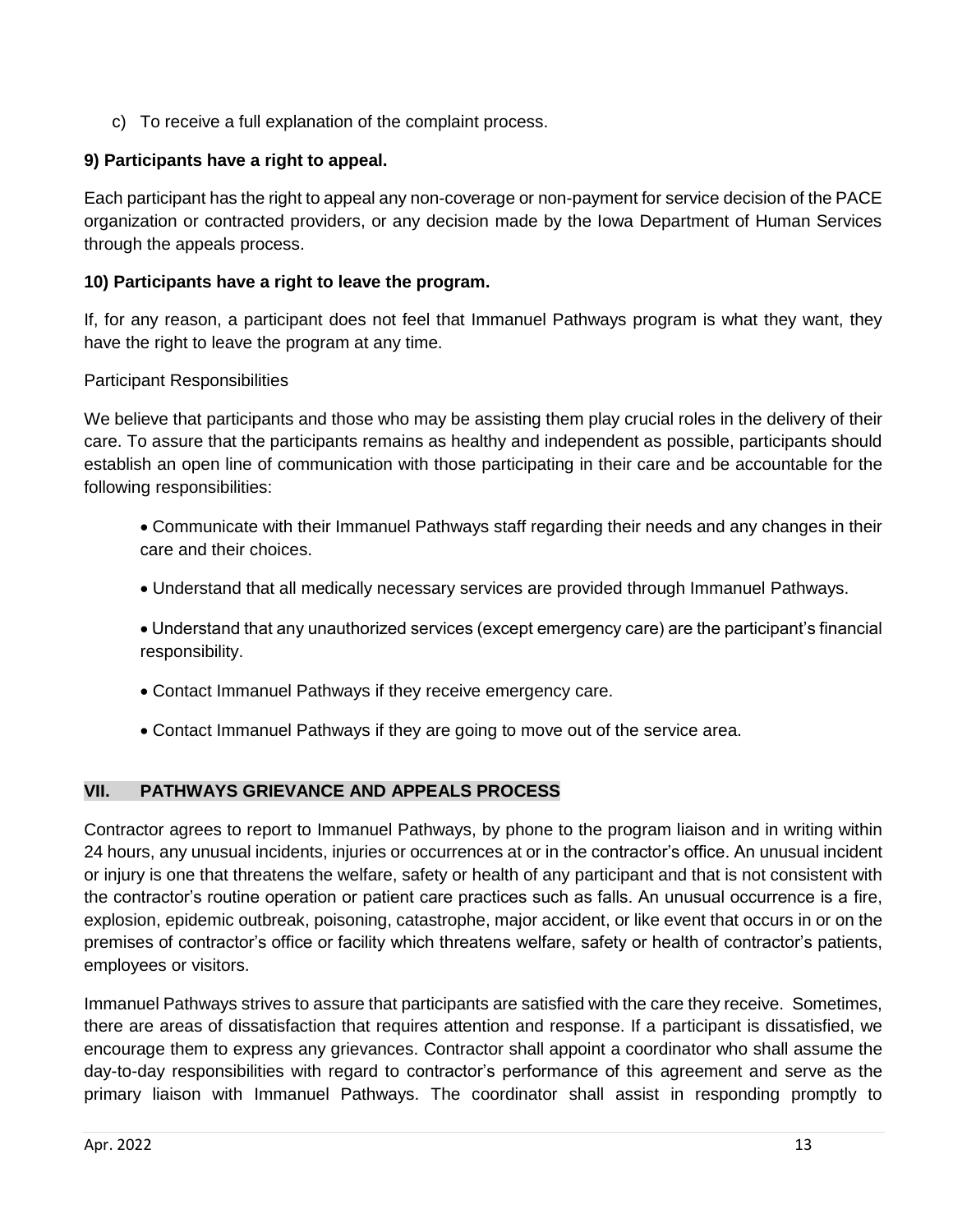c) To receive a full explanation of the complaint process.

**9) Participants have a right to appeal.**

Each participant has the right to appeal any non-coverage or non-payment for service decision of the PACE organization or contracted providers, or any decision made by the Iowa Department of Human Services through the appeals process.

**10) Participants have a right to leave the program.**

If, for any reason, a participant does not feel that Immanuel Pathways program is what they want, they have the right to leave the program at any time.

Participant Responsibilities

We believe that participants and those who may be assisting them play crucial roles in the delivery of their care. To assure that the participants remains as healthy and independent as possible, participants should establish an open line of communication with those participating in their care and be accountable for the following responsibilities:

- Communicate with their Immanuel Pathways staff regarding their needs and any changes in their care and their choices.
- Understand that all medically necessary services are provided through Immanuel Pathways.
- Understand that any unauthorized services (except emergency care) are the participant's financial responsibility.
- Contact Immanuel Pathways if they receive emergency care.
- Contact Immanuel Pathways if they are going to move out of the service area.

## VII. PATHWAYS GRIEVANCE AND APPEALS PROCESS

Contractor agrees to report to Immanuel Pathways, by phone to the program liaison and in writing within 24 hours, any unusual incidents, injuries or occurrences at or in the contractor's office. An unusual incident or injury is one that threatens the welfare, safety or health of any participant and that is not consistent with the contractor's routine operation or patient care practices such as falls. An unusual occurrence is a fire, explosion, epidemic outbreak, poisoning, catastrophe, major accident, or like event that occurs in or on the premises of contractor's office or facility which threatens welfare, safety or health of contractor's patients, employees or visitors.

Immanuel Pathways strives to assure that participants are satisfied with the care they receive. Sometimes, there are areas of dissatisfaction that requires attention and response. If a participant is dissatisfied, we encourage them to express any grievances. Contractor shall appoint a coordinator who shall assume the day-to-day responsibilities with regard to contractor's performance of this agreement and serve as the primary liaison with Immanuel Pathways. The coordinator shall assist in responding promptly to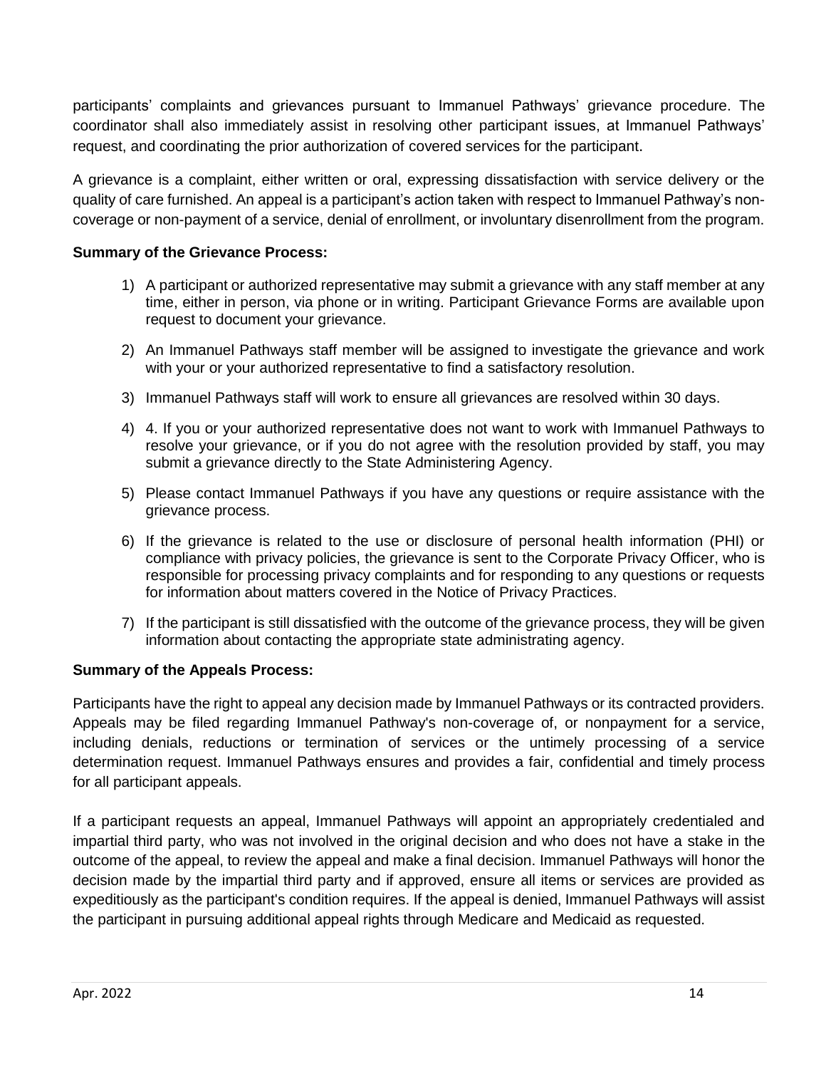participants' complaints and grievances pursuant to Immanuel Pathways' grievance procedure. The coordinator shall also immediately assist in resolving other participant issues, at Immanuel Pathways' request, and coordinating the prior authorization of covered services for the participant.

A grievance is a complaint, either written or oral, expressing dissatisfaction with service delivery or the quality of care furnished. An appeal is a participant's action taken with respect to Immanuel Pathway's non-coverage or non-payment of a service, denial of enrollment, or involuntary disenrollment from the program.

**Summary of the Grievance Process:**

1) A participant or authorized representative may submit a grievance with any staff member at any time, either in person, via phone or in writing. Participant Grievance Forms are available upon request to document your grievance.
2) An Immanuel Pathways staff member will be assigned to investigate the grievance and work with your or your authorized representative to find a satisfactory resolution.
3) Immanuel Pathways staff will work to ensure all grievances are resolved within 30 days.
4) 4. If you or your authorized representative does not want to work with Immanuel Pathways to resolve your grievance, or if you do not agree with the resolution provided by staff, you may submit a grievance directly to the State Administering Agency.
5) Please contact Immanuel Pathways if you have any questions or require assistance with the grievance process.
6) If the grievance is related to the use or disclosure of personal health information (PHI) or compliance with privacy policies, the grievance is sent to the Corporate Privacy Officer, who is responsible for processing privacy complaints and for responding to any questions or requests for information about matters covered in the Notice of Privacy Practices.
7) If the participant is still dissatisfied with the outcome of the grievance process, they will be given information about contacting the appropriate state administrating agency.

**Summary of the Appeals Process:**

Participants have the right to appeal any decision made by Immanuel Pathways or its contracted providers. Appeals may be filed regarding Immanuel Pathway's non-coverage of, or nonpayment for a service, including denials, reductions or termination of services or the untimely processing of a service determination request. Immanuel Pathways ensures and provides a fair, confidential and timely process for all participant appeals.

If a participant requests an appeal, Immanuel Pathways will appoint an appropriately credentialed and impartial third party, who was not involved in the original decision and who does not have a stake in the outcome of the appeal, to review the appeal and make a final decision. Immanuel Pathways will honor the decision made by the impartial third party and if approved, ensure all items or services are provided as expeditiously as the participant's condition requires. If the appeal is denied, Immanuel Pathways will assist the participant in pursuing additional appeal rights through Medicare and Medicaid as requested.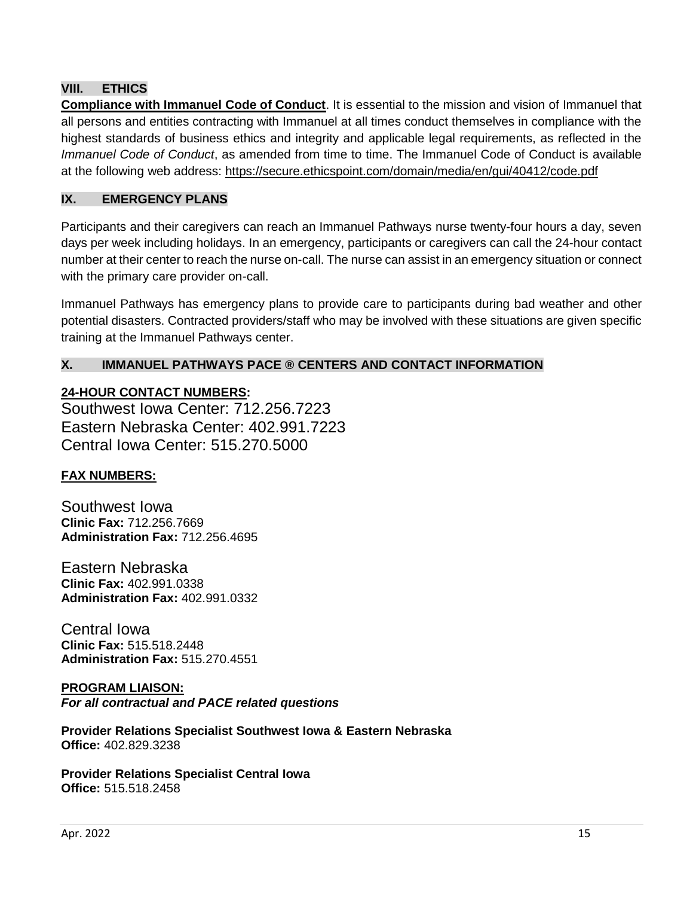## VIII. ETHICS

**Compliance with Immanuel Code of Conduct**. It is essential to the mission and vision of Immanuel that all persons and entities contracting with Immanuel at all times conduct themselves in compliance with the highest standards of business ethics and integrity and applicable legal requirements, as reflected in the *Immanuel Code of Conduct*, as amended from time to time. The Immanuel Code of Conduct is available at the following web address: https://secure.ethicspoint.com/domain/media/en/gui/40412/code.pdf

## IX. EMERGENCY PLANS

Participants and their caregivers can reach an Immanuel Pathways nurse twenty-four hours a day, seven days per week including holidays. In an emergency, participants or caregivers can call the 24-hour contact number at their center to reach the nurse on-call. The nurse can assist in an emergency situation or connect with the primary care provider on-call.

Immanuel Pathways has emergency plans to provide care to participants during bad weather and other potential disasters. Contracted providers/staff who may be involved with these situations are given specific training at the Immanuel Pathways center.

## X. IMMANUEL PATHWAYS PACE ® CENTERS AND CONTACT INFORMATION

**24-HOUR CONTACT NUMBERS:**

Southwest Iowa Center: 712.256.7223
Eastern Nebraska Center: 402.991.7223
Central Iowa Center: 515.270.5000

**FAX NUMBERS:**

Southwest Iowa
**Clinic Fax:** 712.256.7669
**Administration Fax:** 712.256.4695

Eastern Nebraska
**Clinic Fax:** 402.991.0338
**Administration Fax:** 402.991.0332

Central Iowa
**Clinic Fax:** 515.518.2448
**Administration Fax:** 515.270.4551

**PROGRAM LIAISON:**
***For all contractual and PACE related questions***

**Provider Relations Specialist Southwest Iowa & Eastern Nebraska**
**Office:** 402.829.3238

**Provider Relations Specialist Central Iowa**
**Office:** 515.518.2458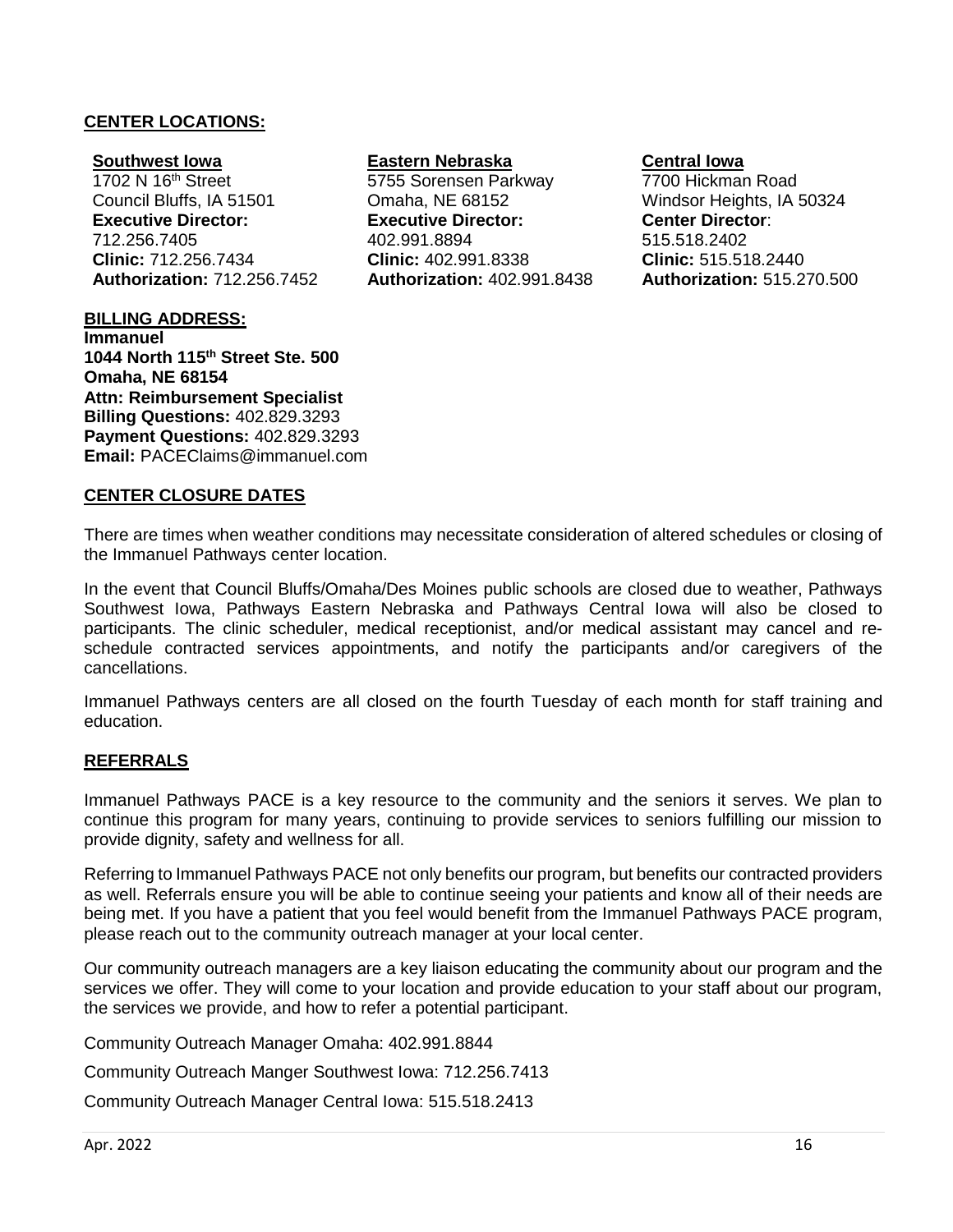## CENTER LOCATIONS:

**Southwest Iowa**
1702 N 16th Street
Council Bluffs, IA 51501
**Executive Director:**
712.256.7405
**Clinic:** 712.256.7434
**Authorization:** 712.256.7452

**Eastern Nebraska**
5755 Sorensen Parkway
Omaha, NE 68152
**Executive Director:**
402.991.8894
**Clinic:** 402.991.8338
**Authorization:** 402.991.8438

**Central Iowa**
7700 Hickman Road
Windsor Heights, IA 50324
**Center Director**:
515.518.2402
**Clinic:** 515.518.2440
**Authorization:** 515.270.500

## BILLING ADDRESS:

**Immanuel**
**1044 North 115th Street Ste. 500**
**Omaha, NE 68154**
**Attn: Reimbursement Specialist**
**Billing Questions:** 402.829.3293
**Payment Questions:** 402.829.3293
**Email:** PACEClaims@immanuel.com

## CENTER CLOSURE DATES

There are times when weather conditions may necessitate consideration of altered schedules or closing of the Immanuel Pathways center location.

In the event that Council Bluffs/Omaha/Des Moines public schools are closed due to weather, Pathways Southwest Iowa, Pathways Eastern Nebraska and Pathways Central Iowa will also be closed to participants. The clinic scheduler, medical receptionist, and/or medical assistant may cancel and re-schedule contracted services appointments, and notify the participants and/or caregivers of the cancellations.

Immanuel Pathways centers are all closed on the fourth Tuesday of each month for staff training and education.

## REFERRALS

Immanuel Pathways PACE is a key resource to the community and the seniors it serves. We plan to continue this program for many years, continuing to provide services to seniors fulfilling our mission to provide dignity, safety and wellness for all.

Referring to Immanuel Pathways PACE not only benefits our program, but benefits our contracted providers as well. Referrals ensure you will be able to continue seeing your patients and know all of their needs are being met. If you have a patient that you feel would benefit from the Immanuel Pathways PACE program, please reach out to the community outreach manager at your local center.

Our community outreach managers are a key liaison educating the community about our program and the services we offer. They will come to your location and provide education to your staff about our program, the services we provide, and how to refer a potential participant.

Community Outreach Manager Omaha: 402.991.8844

Community Outreach Manger Southwest Iowa: 712.256.7413

Community Outreach Manager Central Iowa: 515.518.2413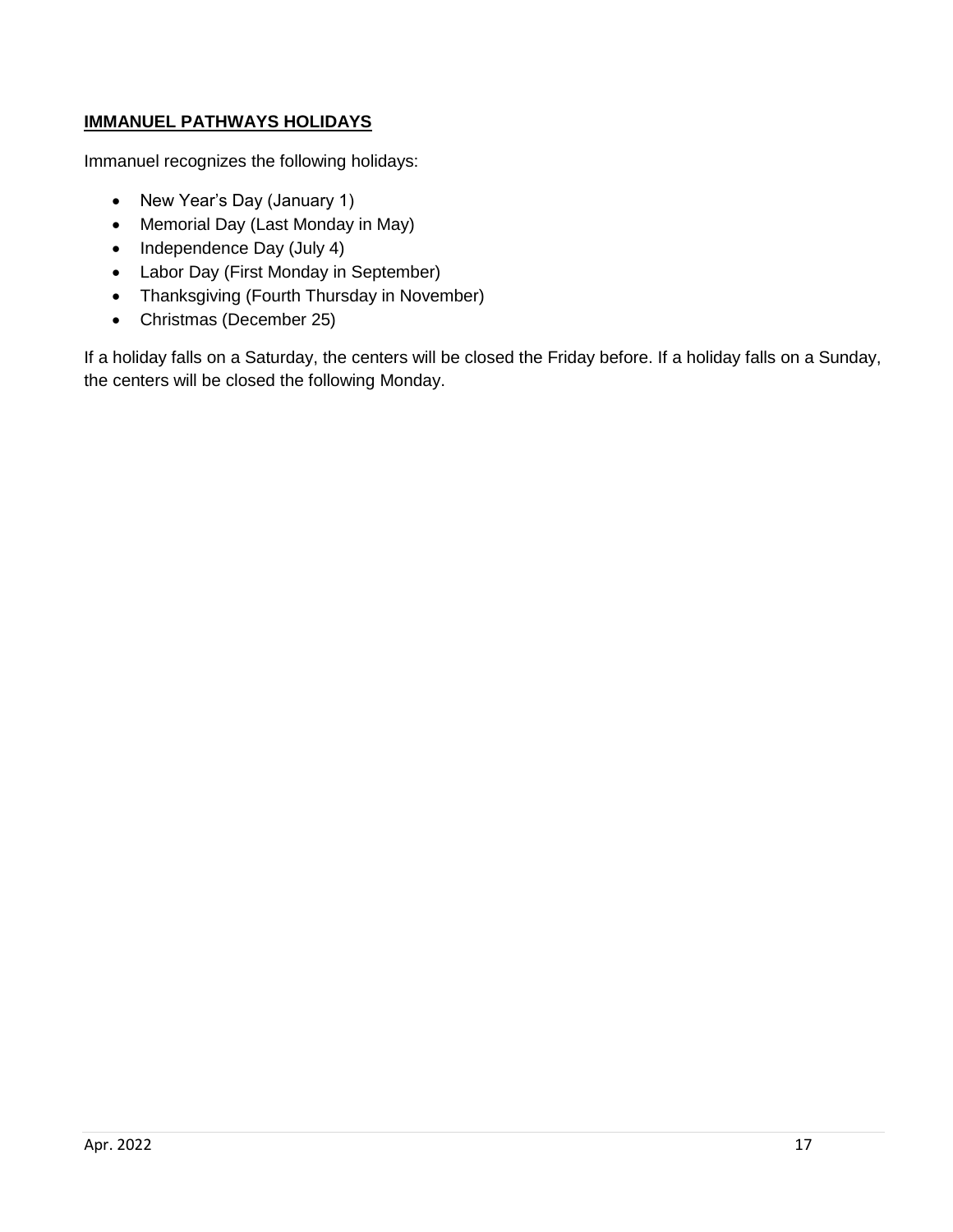## IMMANUEL PATHWAYS HOLIDAYS

Immanuel recognizes the following holidays:

- New Year's Day (January 1)
- Memorial Day (Last Monday in May)
- Independence Day (July 4)
- Labor Day (First Monday in September)
- Thanksgiving (Fourth Thursday in November)
- Christmas (December 25)

If a holiday falls on a Saturday, the centers will be closed the Friday before. If a holiday falls on a Sunday, the centers will be closed the following Monday.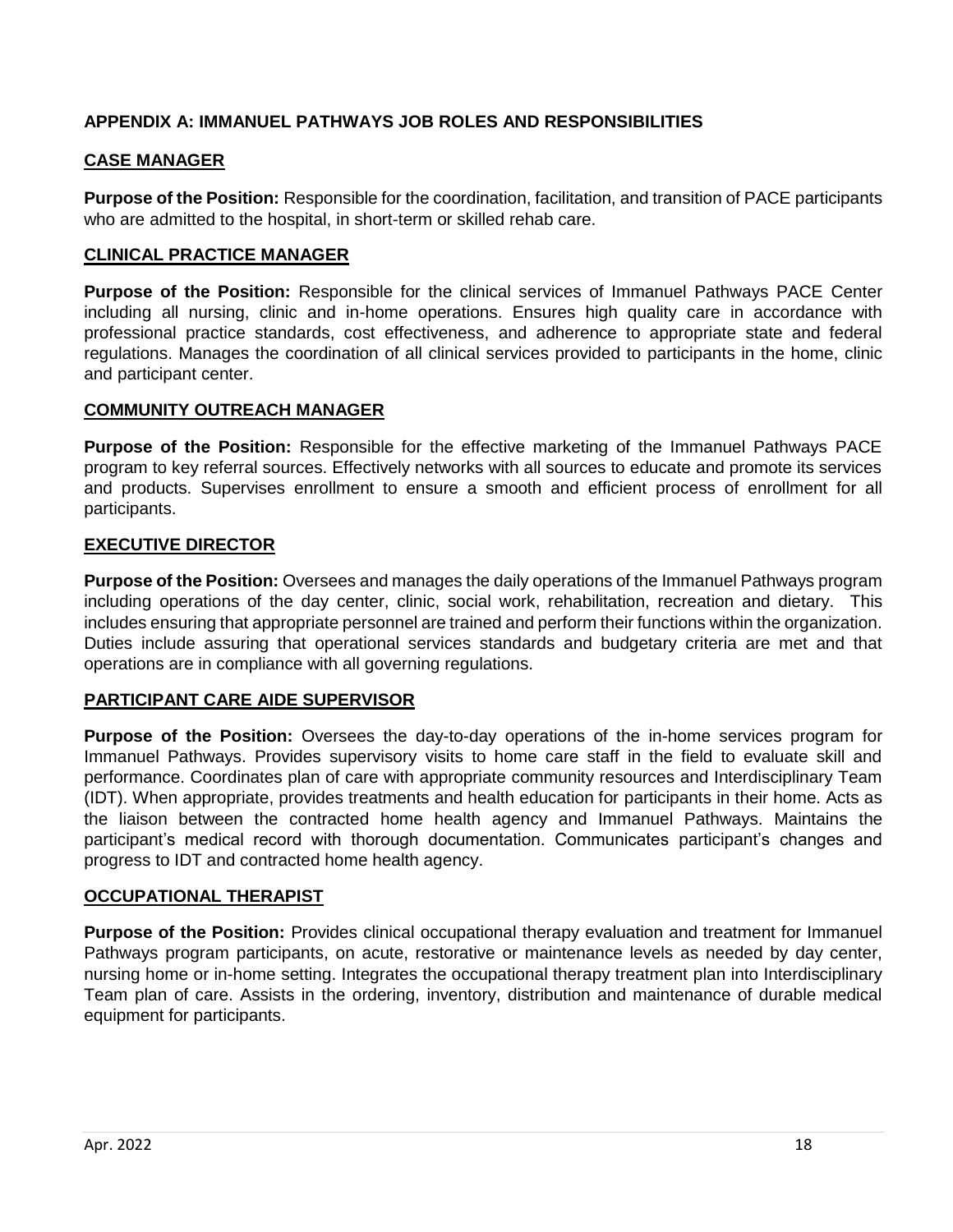## APPENDIX A: IMMANUEL PATHWAYS JOB ROLES AND RESPONSIBILITIES

### CASE MANAGER

**Purpose of the Position:** Responsible for the coordination, facilitation, and transition of PACE participants who are admitted to the hospital, in short-term or skilled rehab care.

### CLINICAL PRACTICE MANAGER

**Purpose of the Position:** Responsible for the clinical services of Immanuel Pathways PACE Center including all nursing, clinic and in-home operations. Ensures high quality care in accordance with professional practice standards, cost effectiveness, and adherence to appropriate state and federal regulations. Manages the coordination of all clinical services provided to participants in the home, clinic and participant center.

### COMMUNITY OUTREACH MANAGER

**Purpose of the Position:** Responsible for the effective marketing of the Immanuel Pathways PACE program to key referral sources. Effectively networks with all sources to educate and promote its services and products. Supervises enrollment to ensure a smooth and efficient process of enrollment for all participants.

### EXECUTIVE DIRECTOR

**Purpose of the Position:** Oversees and manages the daily operations of the Immanuel Pathways program including operations of the day center, clinic, social work, rehabilitation, recreation and dietary. This includes ensuring that appropriate personnel are trained and perform their functions within the organization. Duties include assuring that operational services standards and budgetary criteria are met and that operations are in compliance with all governing regulations.

### PARTICIPANT CARE AIDE SUPERVISOR

**Purpose of the Position:** Oversees the day-to-day operations of the in-home services program for Immanuel Pathways. Provides supervisory visits to home care staff in the field to evaluate skill and performance. Coordinates plan of care with appropriate community resources and Interdisciplinary Team (IDT). When appropriate, provides treatments and health education for participants in their home. Acts as the liaison between the contracted home health agency and Immanuel Pathways. Maintains the participant's medical record with thorough documentation. Communicates participant's changes and progress to IDT and contracted home health agency.

### OCCUPATIONAL THERAPIST

**Purpose of the Position:** Provides clinical occupational therapy evaluation and treatment for Immanuel Pathways program participants, on acute, restorative or maintenance levels as needed by day center, nursing home or in-home setting. Integrates the occupational therapy treatment plan into Interdisciplinary Team plan of care. Assists in the ordering, inventory, distribution and maintenance of durable medical equipment for participants.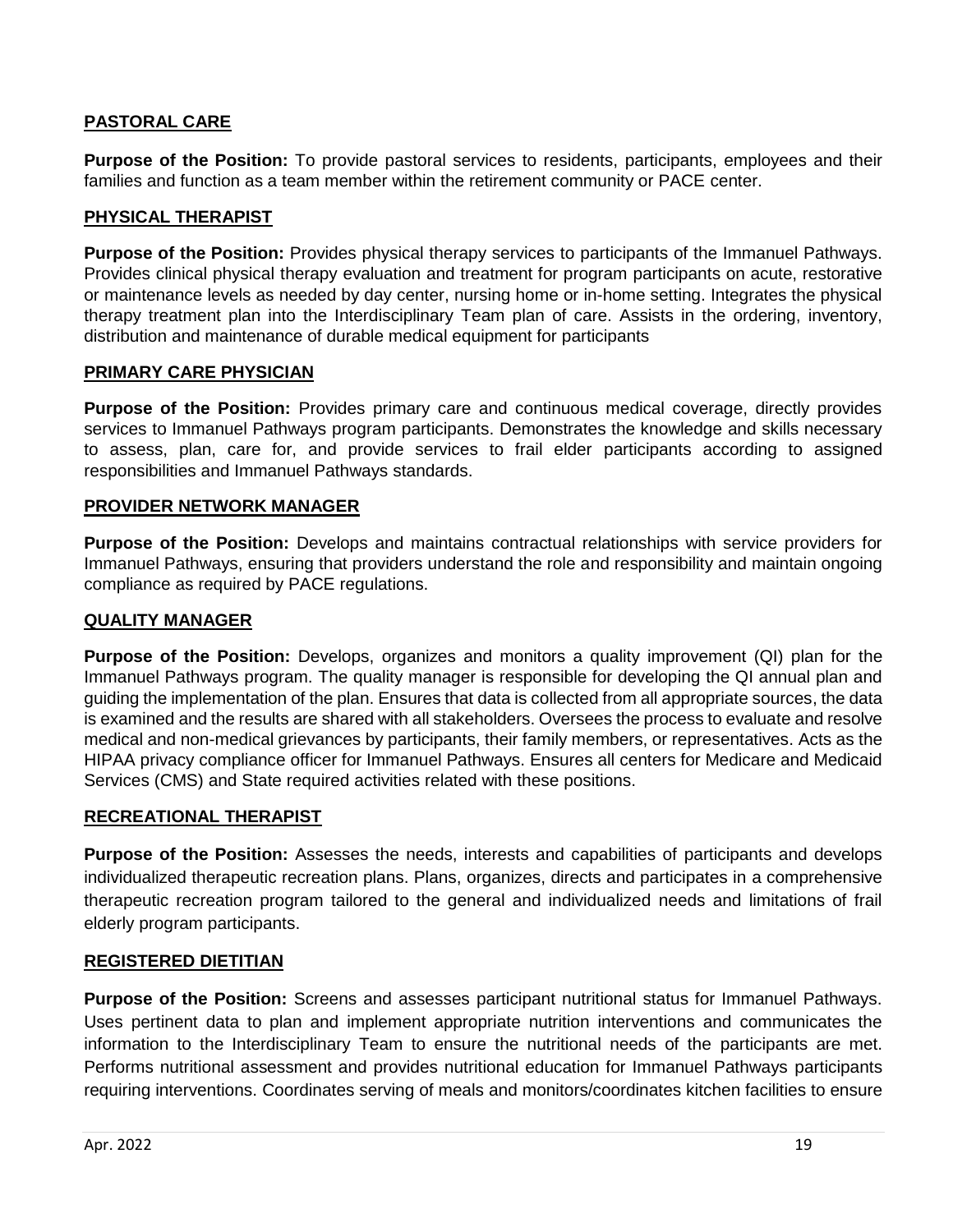## PASTORAL CARE

**Purpose of the Position:** To provide pastoral services to residents, participants, employees and their families and function as a team member within the retirement community or PACE center.

## PHYSICAL THERAPIST

**Purpose of the Position:** Provides physical therapy services to participants of the Immanuel Pathways. Provides clinical physical therapy evaluation and treatment for program participants on acute, restorative or maintenance levels as needed by day center, nursing home or in-home setting. Integrates the physical therapy treatment plan into the Interdisciplinary Team plan of care. Assists in the ordering, inventory, distribution and maintenance of durable medical equipment for participants

## PRIMARY CARE PHYSICIAN

**Purpose of the Position:** Provides primary care and continuous medical coverage, directly provides services to Immanuel Pathways program participants. Demonstrates the knowledge and skills necessary to assess, plan, care for, and provide services to frail elder participants according to assigned responsibilities and Immanuel Pathways standards.

## PROVIDER NETWORK MANAGER

**Purpose of the Position:** Develops and maintains contractual relationships with service providers for Immanuel Pathways, ensuring that providers understand the role and responsibility and maintain ongoing compliance as required by PACE regulations.

## QUALITY MANAGER

**Purpose of the Position:** Develops, organizes and monitors a quality improvement (QI) plan for the Immanuel Pathways program. The quality manager is responsible for developing the QI annual plan and guiding the implementation of the plan. Ensures that data is collected from all appropriate sources, the data is examined and the results are shared with all stakeholders. Oversees the process to evaluate and resolve medical and non-medical grievances by participants, their family members, or representatives. Acts as the HIPAA privacy compliance officer for Immanuel Pathways. Ensures all centers for Medicare and Medicaid Services (CMS) and State required activities related with these positions.

## RECREATIONAL THERAPIST

**Purpose of the Position:** Assesses the needs, interests and capabilities of participants and develops individualized therapeutic recreation plans. Plans, organizes, directs and participates in a comprehensive therapeutic recreation program tailored to the general and individualized needs and limitations of frail elderly program participants.

## REGISTERED DIETITIAN

**Purpose of the Position:** Screens and assesses participant nutritional status for Immanuel Pathways. Uses pertinent data to plan and implement appropriate nutrition interventions and communicates the information to the Interdisciplinary Team to ensure the nutritional needs of the participants are met. Performs nutritional assessment and provides nutritional education for Immanuel Pathways participants requiring interventions. Coordinates serving of meals and monitors/coordinates kitchen facilities to ensure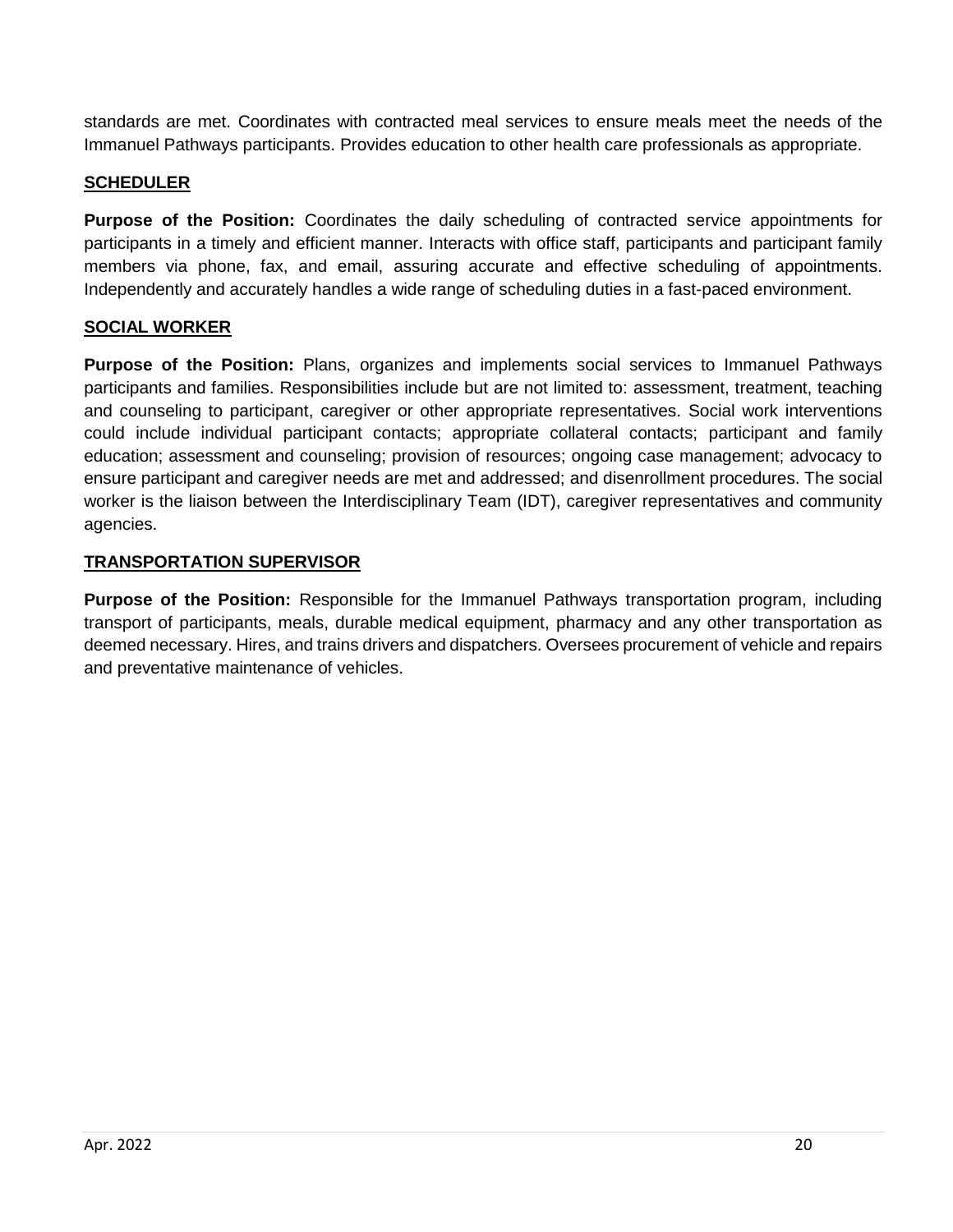standards are met. Coordinates with contracted meal services to ensure meals meet the needs of the Immanuel Pathways participants. Provides education to other health care professionals as appropriate.

### SCHEDULER

**Purpose of the Position:** Coordinates the daily scheduling of contracted service appointments for participants in a timely and efficient manner. Interacts with office staff, participants and participant family members via phone, fax, and email, assuring accurate and effective scheduling of appointments. Independently and accurately handles a wide range of scheduling duties in a fast-paced environment.

### SOCIAL WORKER

**Purpose of the Position:** Plans, organizes and implements social services to Immanuel Pathways participants and families. Responsibilities include but are not limited to: assessment, treatment, teaching and counseling to participant, caregiver or other appropriate representatives. Social work interventions could include individual participant contacts; appropriate collateral contacts; participant and family education; assessment and counseling; provision of resources; ongoing case management; advocacy to ensure participant and caregiver needs are met and addressed; and disenrollment procedures. The social worker is the liaison between the Interdisciplinary Team (IDT), caregiver representatives and community agencies.

### TRANSPORTATION SUPERVISOR

**Purpose of the Position:** Responsible for the Immanuel Pathways transportation program, including transport of participants, meals, durable medical equipment, pharmacy and any other transportation as deemed necessary. Hires, and trains drivers and dispatchers. Oversees procurement of vehicle and repairs and preventative maintenance of vehicles.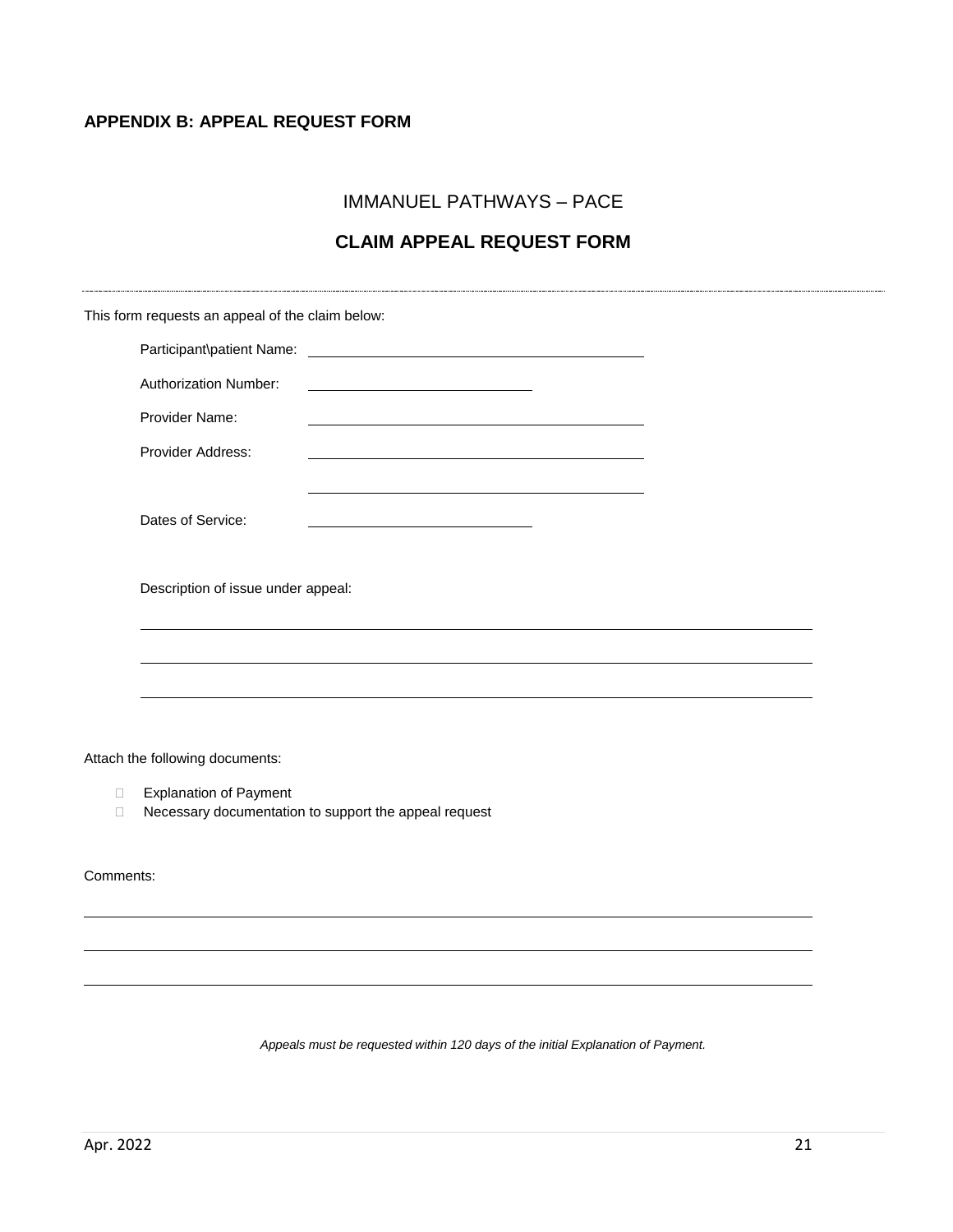## APPENDIX B: APPEAL REQUEST FORM

IMMANUEL PATHWAYS – PACE

**CLAIM APPEAL REQUEST FORM**

---

This form requests an appeal of the claim below:

Participant\patient Name: ______________________________

Authorization Number: ____________________

Provider Name: ______________________________

Provider Address: ______________________________

______________________________

Dates of Service: ____________________

Description of issue under appeal:

______________________________________________________________

______________________________________________________________

______________________________________________________________

Attach the following documents:

- ☐ Explanation of Payment
- ☐ Necessary documentation to support the appeal request

Comments:

______________________________________________________________

______________________________________________________________

______________________________________________________________

*Appeals must be requested within 120 days of the initial Explanation of Payment.*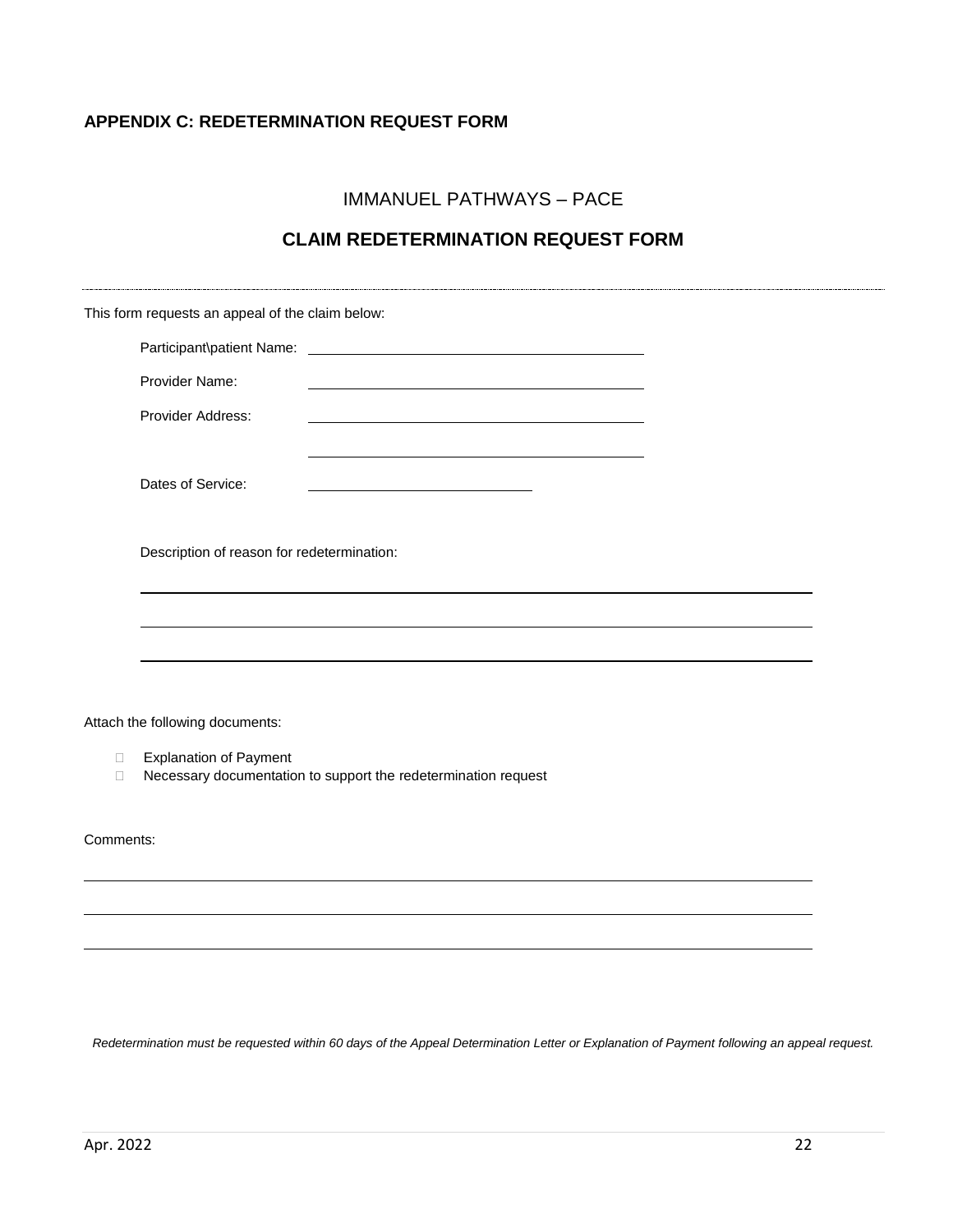## APPENDIX C: REDETERMINATION REQUEST FORM

IMMANUEL PATHWAYS – PACE

**CLAIM REDETERMINATION REQUEST FORM**

---

This form requests an appeal of the claim below:

Participant\patient Name: ______________________________

Provider Name: ______________________________

Provider Address: ______________________________

______________________________

Dates of Service: ____________________

Description of reason for redetermination:

______________________________________________________________

______________________________________________________________

______________________________________________________________

Attach the following documents:

- ☐ Explanation of Payment
- ☐ Necessary documentation to support the redetermination request

Comments:

______________________________________________________________

______________________________________________________________

______________________________________________________________

*Redetermination must be requested within 60 days of the Appeal Determination Letter or Explanation of Payment following an appeal request.*